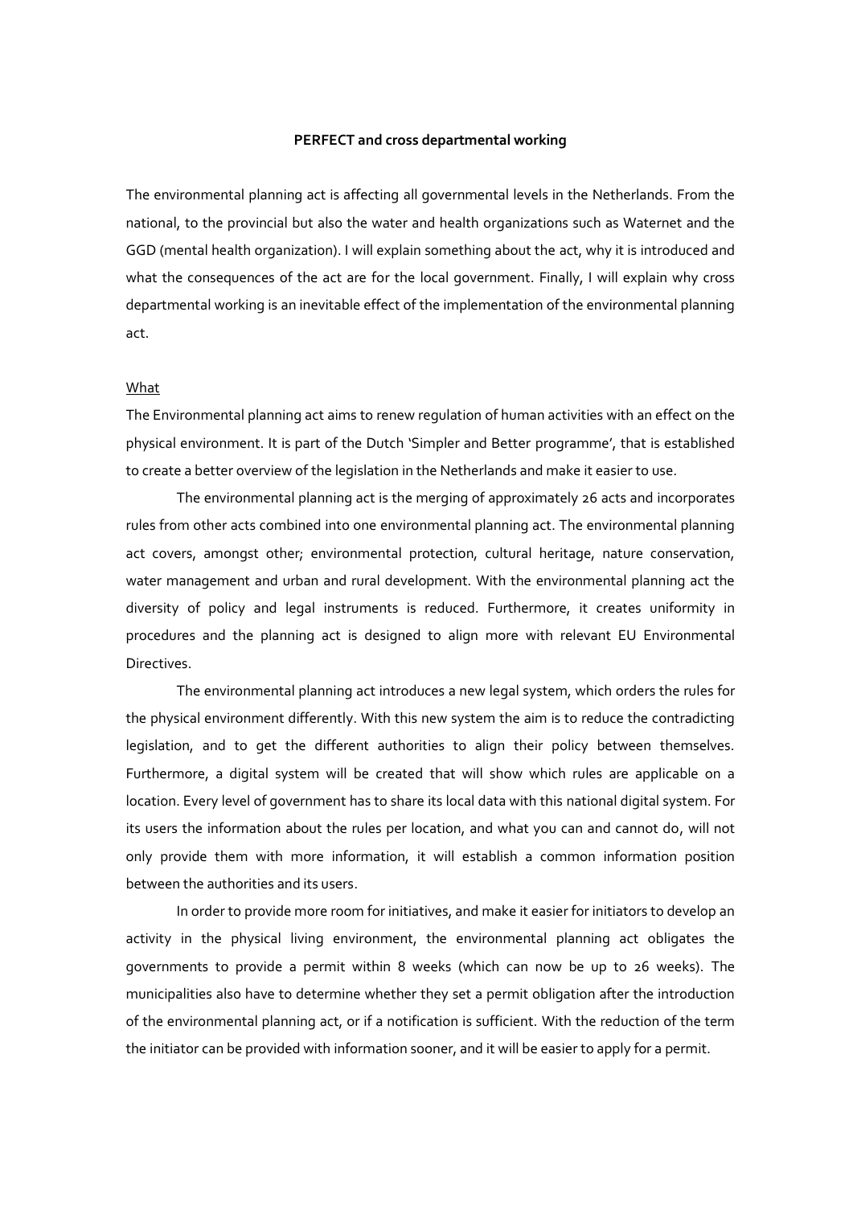**PERFECT and cross departmental working**

The environmental planning act is affecting all governmental levels in the Netherlands. From the national, to the provincial but also the water and health organizations such as Waternet and the GGD (mental health organization). I will explain something about the act, why it is introduced and what the consequences of the act are for the local government. Finally, I will explain why cross departmental working is an inevitable effect of the implementation of the environmental planning act.

<u>What</u>

The Environmental planning act aims to renew regulation of human activities with an effect on the physical environment. It is part of the Dutch 'Simpler and Better programme', that is established to create a better overview of the legislation in the Netherlands and make it easier to use.

The environmental planning act is the merging of approximately 26 acts and incorporates rules from other acts combined into one environmental planning act. The environmental planning act covers, amongst other; environmental protection, cultural heritage, nature conservation, water management and urban and rural development. With the environmental planning act the diversity of policy and legal instruments is reduced. Furthermore, it creates uniformity in procedures and the planning act is designed to align more with relevant EU Environmental Directives.

The environmental planning act introduces a new legal system, which orders the rules for the physical environment differently. With this new system the aim is to reduce the contradicting legislation, and to get the different authorities to align their policy between themselves. Furthermore, a digital system will be created that will show which rules are applicable on a location. Every level of government has to share its local data with this national digital system. For its users the information about the rules per location, and what you can and cannot do, will not only provide them with more information, it will establish a common information position between the authorities and its users.

In order to provide more room for initiatives, and make it easier for initiators to develop an activity in the physical living environment, the environmental planning act obligates the governments to provide a permit within 8 weeks (which can now be up to 26 weeks). The municipalities also have to determine whether they set a permit obligation after the introduction of the environmental planning act, or if a notification is sufficient. With the reduction of the term the initiator can be provided with information sooner, and it will be easier to apply for a permit.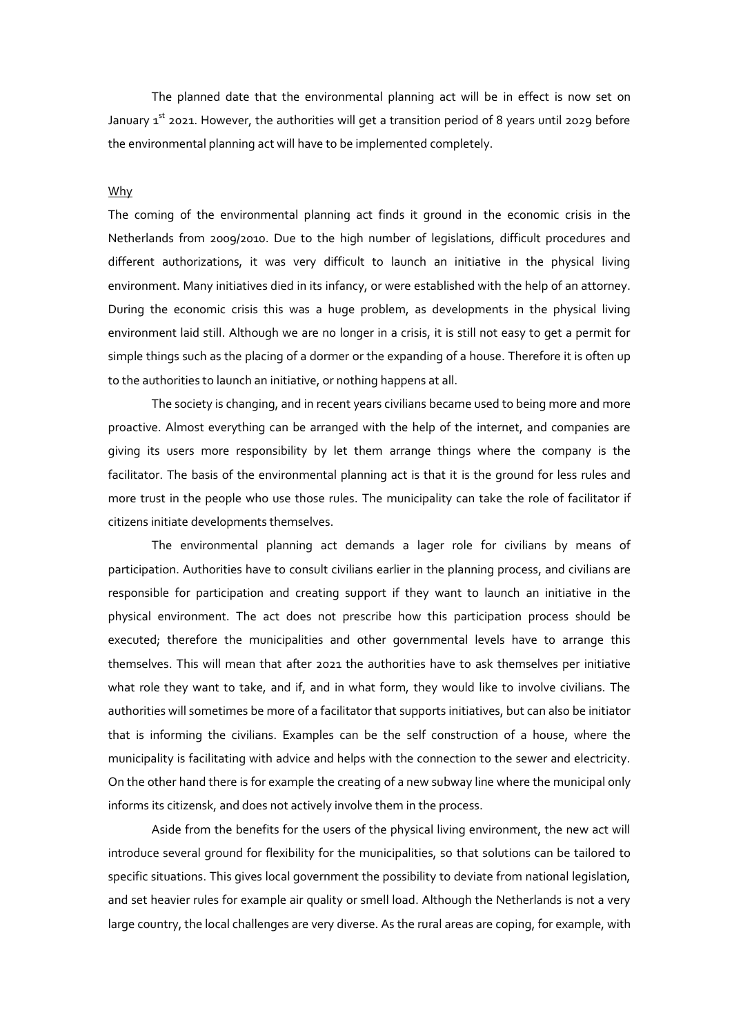The planned date that the environmental planning act will be in effect is now set on January 1st 2021. However, the authorities will get a transition period of 8 years until 2029 before the environmental planning act will have to be implemented completely.

Why

The coming of the environmental planning act finds it ground in the economic crisis in the Netherlands from 2009/2010. Due to the high number of legislations, difficult procedures and different authorizations, it was very difficult to launch an initiative in the physical living environment. Many initiatives died in its infancy, or were established with the help of an attorney. During the economic crisis this was a huge problem, as developments in the physical living environment laid still. Although we are no longer in a crisis, it is still not easy to get a permit for simple things such as the placing of a dormer or the expanding of a house. Therefore it is often up to the authorities to launch an initiative, or nothing happens at all.

The society is changing, and in recent years civilians became used to being more and more proactive. Almost everything can be arranged with the help of the internet, and companies are giving its users more responsibility by let them arrange things where the company is the facilitator. The basis of the environmental planning act is that it is the ground for less rules and more trust in the people who use those rules. The municipality can take the role of facilitator if citizens initiate developments themselves.

The environmental planning act demands a lager role for civilians by means of participation. Authorities have to consult civilians earlier in the planning process, and civilians are responsible for participation and creating support if they want to launch an initiative in the physical environment. The act does not prescribe how this participation process should be executed; therefore the municipalities and other governmental levels have to arrange this themselves. This will mean that after 2021 the authorities have to ask themselves per initiative what role they want to take, and if, and in what form, they would like to involve civilians. The authorities will sometimes be more of a facilitator that supports initiatives, but can also be initiator that is informing the civilians. Examples can be the self construction of a house, where the municipality is facilitating with advice and helps with the connection to the sewer and electricity. On the other hand there is for example the creating of a new subway line where the municipal only informs its citizensk, and does not actively involve them in the process.

Aside from the benefits for the users of the physical living environment, the new act will introduce several ground for flexibility for the municipalities, so that solutions can be tailored to specific situations. This gives local government the possibility to deviate from national legislation, and set heavier rules for example air quality or smell load. Although the Netherlands is not a very large country, the local challenges are very diverse. As the rural areas are coping, for example, with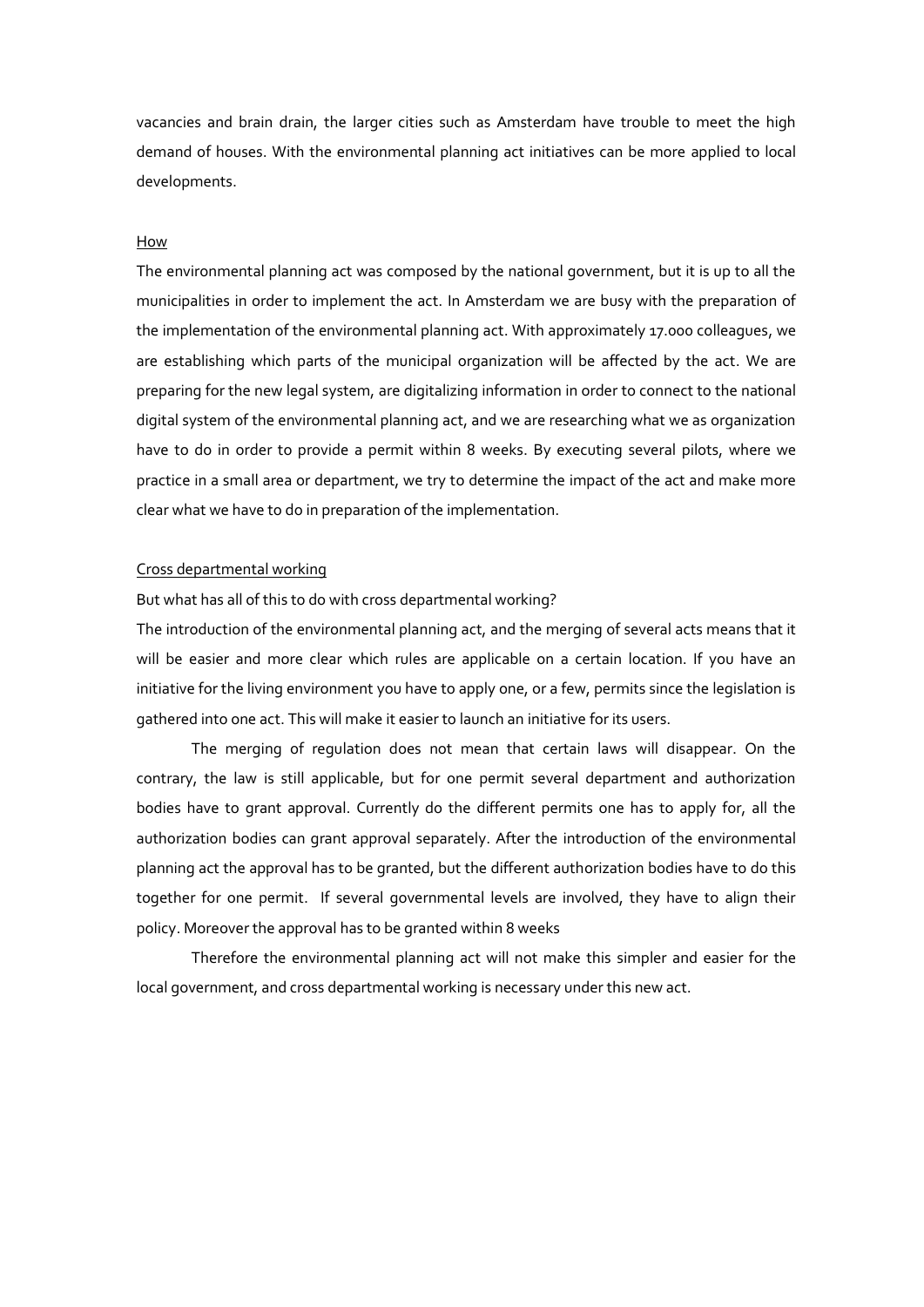vacancies and brain drain, the larger cities such as Amsterdam have trouble to meet the high demand of houses. With the environmental planning act initiatives can be more applied to local developments.

## How

The environmental planning act was composed by the national government, but it is up to all the municipalities in order to implement the act. In Amsterdam we are busy with the preparation of the implementation of the environmental planning act. With approximately 17.000 colleagues, we are establishing which parts of the municipal organization will be affected by the act. We are preparing for the new legal system, are digitalizing information in order to connect to the national digital system of the environmental planning act, and we are researching what we as organization have to do in order to provide a permit within 8 weeks. By executing several pilots, where we practice in a small area or department, we try to determine the impact of the act and make more clear what we have to do in preparation of the implementation.

## Cross departmental working

But what has all of this to do with cross departmental working?

The introduction of the environmental planning act, and the merging of several acts means that it will be easier and more clear which rules are applicable on a certain location. If you have an initiative for the living environment you have to apply one, or a few, permits since the legislation is gathered into one act. This will make it easier to launch an initiative for its users.

The merging of regulation does not mean that certain laws will disappear. On the contrary, the law is still applicable, but for one permit several department and authorization bodies have to grant approval. Currently do the different permits one has to apply for, all the authorization bodies can grant approval separately. After the introduction of the environmental planning act the approval has to be granted, but the different authorization bodies have to do this together for one permit. If several governmental levels are involved, they have to align their policy. Moreover the approval has to be granted within 8 weeks

Therefore the environmental planning act will not make this simpler and easier for the local government, and cross departmental working is necessary under this new act.